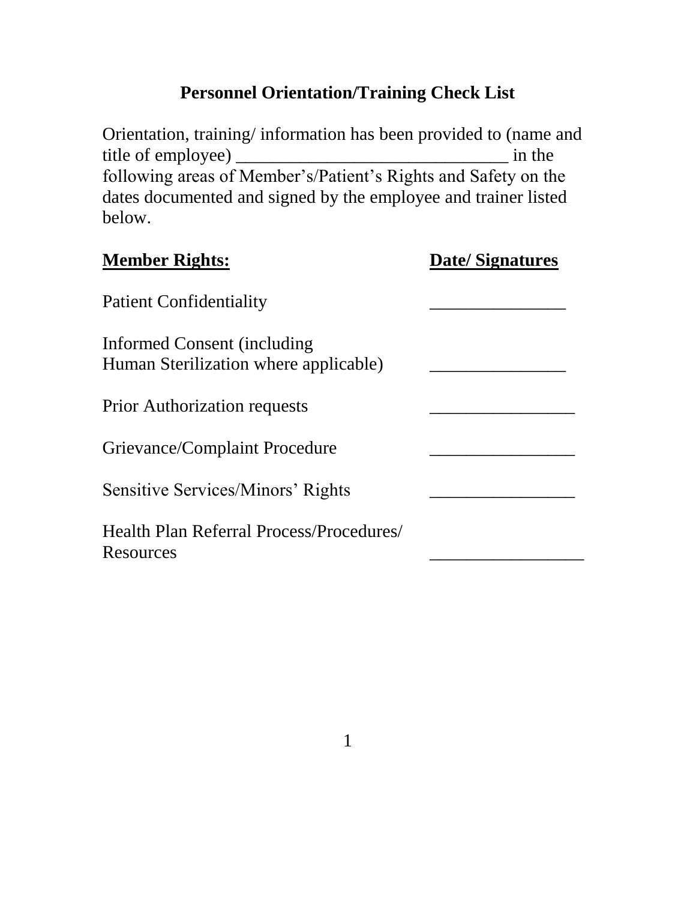# Personnel Orientation/Training Check List

Orientation, training/ information has been provided to (name and title of employee) ______________________________ in the following areas of Member's/Patient's Rights and Safety on the dates documented and signed by the employee and trainer listed below.

| **Member Rights:** | **Date/ Signatures** |
|---|---|
| Patient Confidentiality | _______________ |
| Informed Consent (including Human Sterilization where applicable) | _______________ |
| Prior Authorization requests | ________________ |
| Grievance/Complaint Procedure | ________________ |
| Sensitive Services/Minors' Rights | ________________ |
| Health Plan Referral Process/Procedures/ Resources | _________________ |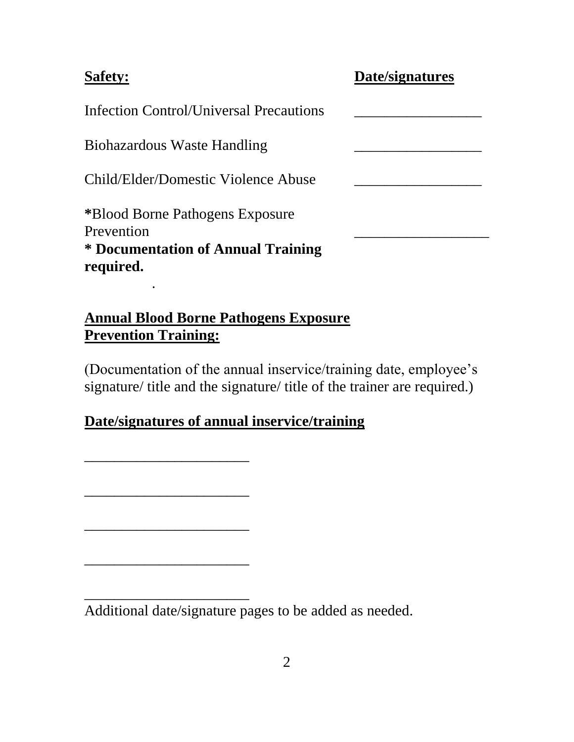| **Safety:** | **Date/signatures** |
|---|---|
| Infection Control/Universal Precautions | _________________ |
| Biohazardous Waste Handling | _________________ |
| Child/Elder/Domestic Violence Abuse | _________________ |
| ***Blood Borne Pathogens Exposure Prevention** | __________________ |

**\* Documentation of Annual Training required.**

.

**Annual Blood Borne Pathogens Exposure Prevention Training:**

(Documentation of the annual inservice/training date, employee's signature/ title and the signature/ title of the trainer are required.)

**Date/signatures of annual inservice/training**

______________________

______________________

______________________

______________________

______________________

Additional date/signature pages to be added as needed.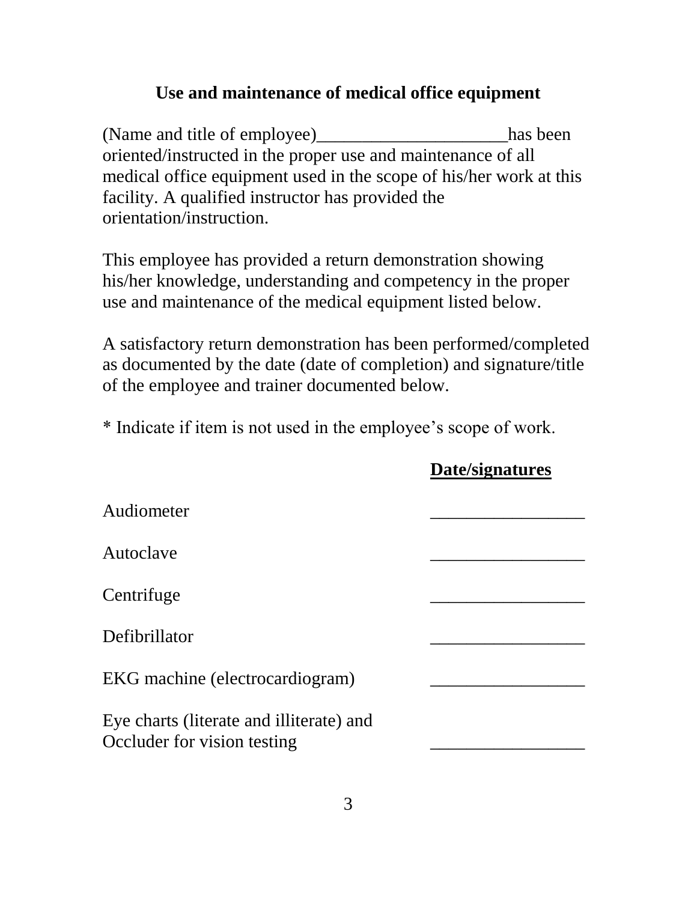## Use and maintenance of medical office equipment

(Name and title of employee)_____________________has been oriented/instructed in the proper use and maintenance of all medical office equipment used in the scope of his/her work at this facility. A qualified instructor has provided the orientation/instruction.

This employee has provided a return demonstration showing his/her knowledge, understanding and competency in the proper use and maintenance of the medical equipment listed below.

A satisfactory return demonstration has been performed/completed as documented by the date (date of completion) and signature/title of the employee and trainer documented below.

* Indicate if item is not used in the employee's scope of work.

| | **Date/signatures** |
|---|---|
| Audiometer | _________________ |
| Autoclave | _________________ |
| Centrifuge | _________________ |
| Defibrillator | _________________ |
| EKG machine (electrocardiogram) | _________________ |
| Eye charts (literate and illiterate) and Occluder for vision testing | _________________ |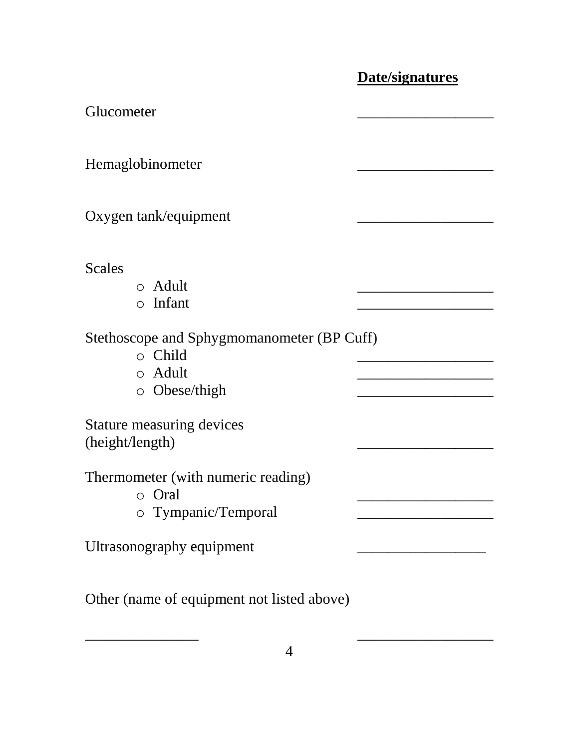| | **Date/signatures** |
|---|---|
| Glucometer | __________________ |
| Hemaglobinometer | __________________ |
| Oxygen tank/equipment | __________________ |
| Scales | |
| ○ Adult | __________________ |
| ○ Infant | __________________ |
| Stethoscope and Sphygmomanometer (BP Cuff) | |
| ○ Child | __________________ |
| ○ Adult | __________________ |
| ○ Obese/thigh | __________________ |
| Stature measuring devices (height/length) | __________________ |
| Thermometer (with numeric reading) | |
| ○ Oral | __________________ |
| ○ Tympanic/Temporal | __________________ |
| Ultrasonography equipment | _________________ |
| Other (name of equipment not listed above) | |
| _______________ | __________________ |